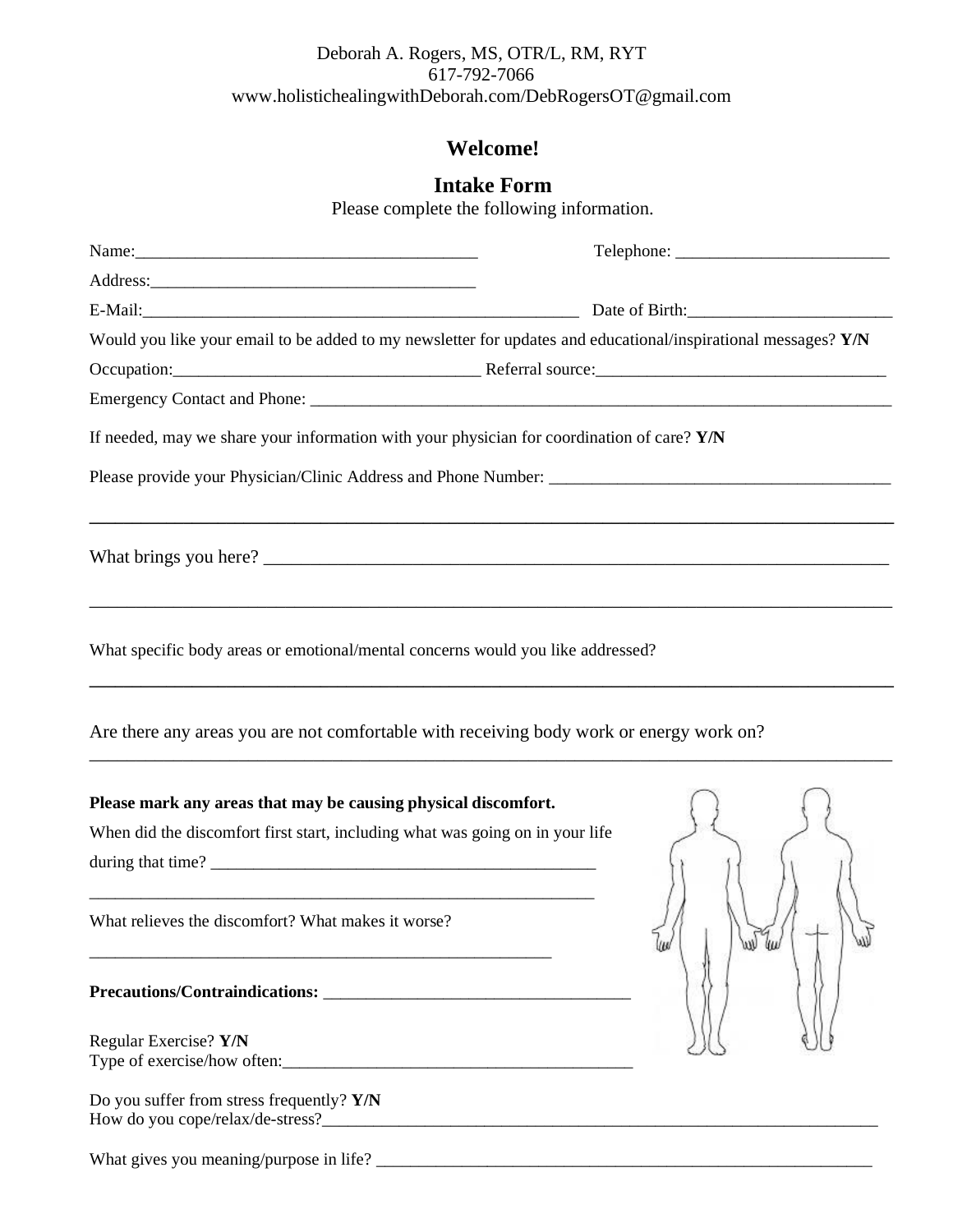Deborah A. Rogers, MS, OTR/L, RM, RYT
617-792-7066
www.holistichealingwithDeborah.com/DebRogersOT@gmail.com

## Welcome!

## Intake Form

Please complete the following information.

Name:________________________________________ Telephone: _________________________

Address:______________________________________

E-Mail:_____________________________________________________ Date of Birth:________________________

Would you like your email to be added to my newsletter for updates and educational/inspirational messages? **Y/N**

Occupation:____________________________________ Referral source:__________________________________

Emergency Contact and Phone: ________________________________________________________________________

If needed, may we share your information with your physician for coordination of care? **Y/N**

Please provide your Physician/Clinic Address and Phone Number: ________________________________________

_____________________________________________________________________________________________

What brings you here? ___________________________________________________________________________

_____________________________________________________________________________________________

What specific body areas or emotional/mental concerns would you like addressed?

_____________________________________________________________________________________________

Are there any areas you are not comfortable with receiving body work or energy work on?

_____________________________________________________________________________________________

**Please mark any areas that may be causing physical discomfort.**

When did the discomfort first start, including what was going on in your life during that time? ______________________________________________

______________________________________________________________

What relieves the discomfort? What makes it worse?

________________________________________________________

**Precautions/Contraindications:** ____________________________________

Regular Exercise? **Y/N**
Type of exercise/how often:_________________________________________

Do you suffer from stress frequently? **Y/N**
How do you cope/relax/de-stress?_____________________________________________________________________

What gives you meaning/purpose in life? ______________________________________________________________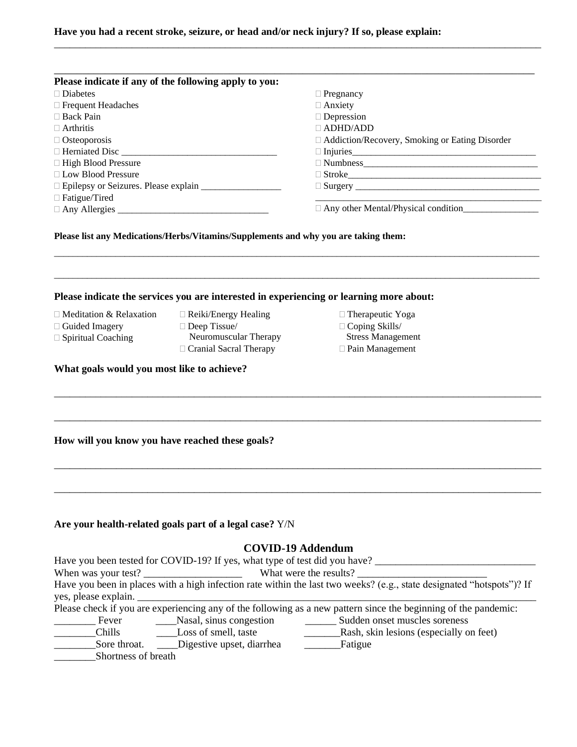**Have you had a recent stroke, seizure, or head and/or neck injury? If so, please explain:**

\_\_\_\_\_\_\_\_\_\_\_\_\_\_\_\_\_\_\_\_\_\_\_\_\_\_\_\_\_\_\_\_\_\_\_\_\_\_\_\_\_\_\_\_\_\_\_\_\_\_\_\_\_\_\_\_\_\_\_\_\_\_\_\_\_\_\_\_\_\_\_\_\_\_\_\_\_\_\_\_\_\_\_\_\_\_\_\_\_\_\_\_\_\_

\_\_\_\_\_\_\_\_\_\_\_\_\_\_\_\_\_\_\_\_\_\_\_\_\_\_\_\_\_\_\_\_\_\_\_\_\_\_\_\_\_\_\_\_\_\_\_\_\_\_\_\_\_\_\_\_\_\_\_\_\_\_\_\_\_\_\_\_\_\_\_\_\_\_\_\_\_\_\_\_\_\_\_\_\_\_\_\_\_\_\_\_\_\_

**Please indicate if any of the following apply to you:**

- ☐ Diabetes
- ☐ Frequent Headaches
- ☐ Back Pain
- ☐ Arthritis
- ☐ Osteoporosis
- ☐ Herniated Disc \_\_\_\_\_\_\_\_\_\_\_\_\_\_\_\_\_\_\_\_\_\_\_\_\_\_\_\_\_\_\_\_
- ☐ High Blood Pressure
- ☐ Low Blood Pressure
- ☐ Epilepsy or Seizures. Please explain \_\_\_\_\_\_\_\_\_\_\_\_\_\_\_\_\_
- ☐ Fatigue/Tired
- ☐ Any Allergies \_\_\_\_\_\_\_\_\_\_\_\_\_\_\_\_\_\_\_\_\_\_\_\_\_\_\_\_\_\_\_\_
- ☐ Pregnancy
- ☐ Anxiety
- ☐ Depression
- ☐ ADHD/ADD
- ☐ Addiction/Recovery, Smoking or Eating Disorder
- ☐ Injuries\_\_\_\_\_\_\_\_\_\_\_\_\_\_\_\_\_\_\_\_\_\_\_\_\_\_\_\_\_\_\_\_\_\_\_\_\_\_\_
- ☐ Numbness\_\_\_\_\_\_\_\_\_\_\_\_\_\_\_\_\_\_\_\_\_\_\_\_\_\_\_\_\_\_\_\_\_\_\_\_\_
- ☐ Stroke\_\_\_\_\_\_\_\_\_\_\_\_\_\_\_\_\_\_\_\_\_\_\_\_\_\_\_\_\_\_\_\_\_\_\_\_\_\_\_\_
- ☐ Surgery \_\_\_\_\_\_\_\_\_\_\_\_\_\_\_\_\_\_\_\_\_\_\_\_\_\_\_\_\_\_\_\_\_\_\_\_\_\_\_\_
  \_\_\_\_\_\_\_\_\_\_\_\_\_\_\_\_\_\_\_\_\_\_\_\_\_\_\_\_\_\_\_\_\_\_\_\_\_\_\_\_\_\_\_\_\_\_\_\_
- ☐ Any other Mental/Physical condition\_\_\_\_\_\_\_\_\_\_\_\_\_\_\_\_

**Please list any Medications/Herbs/Vitamins/Supplements and why you are taking them:**

\_\_\_\_\_\_\_\_\_\_\_\_\_\_\_\_\_\_\_\_\_\_\_\_\_\_\_\_\_\_\_\_\_\_\_\_\_\_\_\_\_\_\_\_\_\_\_\_\_\_\_\_\_\_\_\_\_\_\_\_\_\_\_\_\_\_\_\_\_\_\_\_\_\_\_\_\_\_\_\_\_\_\_\_\_\_\_\_\_\_\_\_\_\_

\_\_\_\_\_\_\_\_\_\_\_\_\_\_\_\_\_\_\_\_\_\_\_\_\_\_\_\_\_\_\_\_\_\_\_\_\_\_\_\_\_\_\_\_\_\_\_\_\_\_\_\_\_\_\_\_\_\_\_\_\_\_\_\_\_\_\_\_\_\_\_\_\_\_\_\_\_\_\_\_\_\_\_\_\_\_\_\_\_\_\_\_\_\_

**Please indicate the services you are interested in experiencing or learning more about:**

- ☐ Meditation & Relaxation
- ☐ Guided Imagery
- ☐ Spiritual Coaching
- ☐ Reiki/Energy Healing
- ☐ Deep Tissue/ Neuromuscular Therapy
- ☐ Cranial Sacral Therapy
- ☐ Therapeutic Yoga
- ☐ Coping Skills/ Stress Management
- ☐ Pain Management

**What goals would you most like to achieve?**

\_\_\_\_\_\_\_\_\_\_\_\_\_\_\_\_\_\_\_\_\_\_\_\_\_\_\_\_\_\_\_\_\_\_\_\_\_\_\_\_\_\_\_\_\_\_\_\_\_\_\_\_\_\_\_\_\_\_\_\_\_\_\_\_\_\_\_\_\_\_\_\_\_\_\_\_\_\_\_\_\_\_\_\_\_\_\_\_\_\_\_\_\_\_

\_\_\_\_\_\_\_\_\_\_\_\_\_\_\_\_\_\_\_\_\_\_\_\_\_\_\_\_\_\_\_\_\_\_\_\_\_\_\_\_\_\_\_\_\_\_\_\_\_\_\_\_\_\_\_\_\_\_\_\_\_\_\_\_\_\_\_\_\_\_\_\_\_\_\_\_\_\_\_\_\_\_\_\_\_\_\_\_\_\_\_\_\_\_

**How will you know you have reached these goals?**

\_\_\_\_\_\_\_\_\_\_\_\_\_\_\_\_\_\_\_\_\_\_\_\_\_\_\_\_\_\_\_\_\_\_\_\_\_\_\_\_\_\_\_\_\_\_\_\_\_\_\_\_\_\_\_\_\_\_\_\_\_\_\_\_\_\_\_\_\_\_\_\_\_\_\_\_\_\_\_\_\_\_\_\_\_\_\_\_\_\_\_\_\_\_

\_\_\_\_\_\_\_\_\_\_\_\_\_\_\_\_\_\_\_\_\_\_\_\_\_\_\_\_\_\_\_\_\_\_\_\_\_\_\_\_\_\_\_\_\_\_\_\_\_\_\_\_\_\_\_\_\_\_\_\_\_\_\_\_\_\_\_\_\_\_\_\_\_\_\_\_\_\_\_\_\_\_\_\_\_\_\_\_\_\_\_\_\_\_

**Are your health-related goals part of a legal case?** Y/N

## COVID-19 Addendum

Have you been tested for COVID-19? If yes, what type of test did you have? \_\_\_\_\_\_\_\_\_\_\_\_\_\_\_\_\_\_\_\_\_\_\_\_\_\_\_\_\_\_\_\_

When was your test? \_\_\_\_\_\_\_\_\_\_\_\_\_\_\_\_\_\_\_ What were the results? \_\_\_\_\_\_\_\_\_\_\_\_\_\_\_\_\_\_\_\_\_\_\_\_\_

Have you been in places with a high infection rate within the last two weeks? (e.g., state designated "hotspots")? If yes, please explain. \_\_\_\_\_\_\_\_\_\_\_\_\_\_\_\_\_\_\_\_\_\_\_\_\_\_\_\_\_\_\_\_\_\_\_\_\_\_\_\_\_\_\_\_\_\_\_\_\_\_\_\_\_\_\_\_\_\_\_\_\_\_\_\_\_\_\_\_\_\_\_\_\_\_\_\_\_\_

Please check if you are experiencing any of the following as a new pattern since the beginning of the pandemic:

- \_\_\_\_\_\_\_\_ Fever
- \_\_\_\_\_\_\_\_Chills
- \_\_\_\_\_\_\_\_Sore throat.
- \_\_\_\_\_\_\_\_Shortness of breath
- \_\_\_\_Nasal, sinus congestion
- \_\_\_\_Loss of smell, taste
- \_\_\_\_Digestive upset, diarrhea
- \_\_\_\_\_\_ Sudden onset muscles soreness
- \_\_\_\_\_\_\_Rash, skin lesions (especially on feet)
- \_\_\_\_\_\_\_Fatigue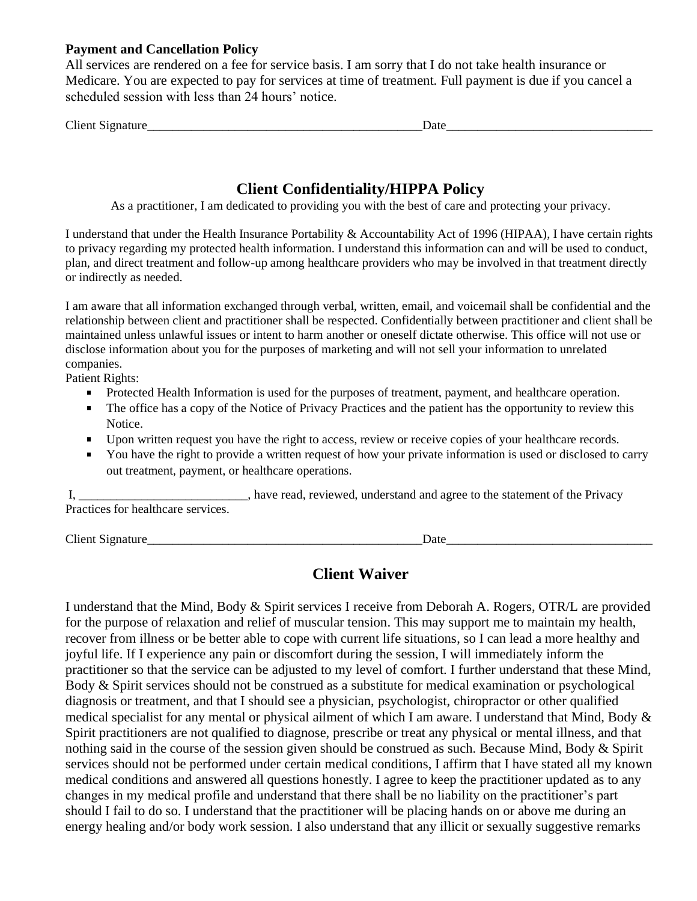**Payment and Cancellation Policy**

All services are rendered on a fee for service basis. I am sorry that I do not take health insurance or Medicare. You are expected to pay for services at time of treatment. Full payment is due if you cancel a scheduled session with less than 24 hours' notice.

Client Signature_____________________________________________Date_________________________________

## Client Confidentiality/HIPPA Policy

As a practitioner, I am dedicated to providing you with the best of care and protecting your privacy.

I understand that under the Health Insurance Portability & Accountability Act of 1996 (HIPAA), I have certain rights to privacy regarding my protected health information. I understand this information can and will be used to conduct, plan, and direct treatment and follow-up among healthcare providers who may be involved in that treatment directly or indirectly as needed.

I am aware that all information exchanged through verbal, written, email, and voicemail shall be confidential and the relationship between client and practitioner shall be respected. Confidentially between practitioner and client shall be maintained unless unlawful issues or intent to harm another or oneself dictate otherwise. This office will not use or disclose information about you for the purposes of marketing and will not sell your information to unrelated companies.

Patient Rights:

- Protected Health Information is used for the purposes of treatment, payment, and healthcare operation.
- The office has a copy of the Notice of Privacy Practices and the patient has the opportunity to review this Notice.
- Upon written request you have the right to access, review or receive copies of your healthcare records.
- You have the right to provide a written request of how your private information is used or disclosed to carry out treatment, payment, or healthcare operations.

I, ___________________________, have read, reviewed, understand and agree to the statement of the Privacy Practices for healthcare services.

Client Signature_____________________________________________Date_________________________________

## Client Waiver

I understand that the Mind, Body & Spirit services I receive from Deborah A. Rogers, OTR/L are provided for the purpose of relaxation and relief of muscular tension. This may support me to maintain my health, recover from illness or be better able to cope with current life situations, so I can lead a more healthy and joyful life. If I experience any pain or discomfort during the session, I will immediately inform the practitioner so that the service can be adjusted to my level of comfort. I further understand that these Mind, Body & Spirit services should not be construed as a substitute for medical examination or psychological diagnosis or treatment, and that I should see a physician, psychologist, chiropractor or other qualified medical specialist for any mental or physical ailment of which I am aware. I understand that Mind, Body & Spirit practitioners are not qualified to diagnose, prescribe or treat any physical or mental illness, and that nothing said in the course of the session given should be construed as such. Because Mind, Body & Spirit services should not be performed under certain medical conditions, I affirm that I have stated all my known medical conditions and answered all questions honestly. I agree to keep the practitioner updated as to any changes in my medical profile and understand that there shall be no liability on the practitioner's part should I fail to do so. I understand that the practitioner will be placing hands on or above me during an energy healing and/or body work session. I also understand that any illicit or sexually suggestive remarks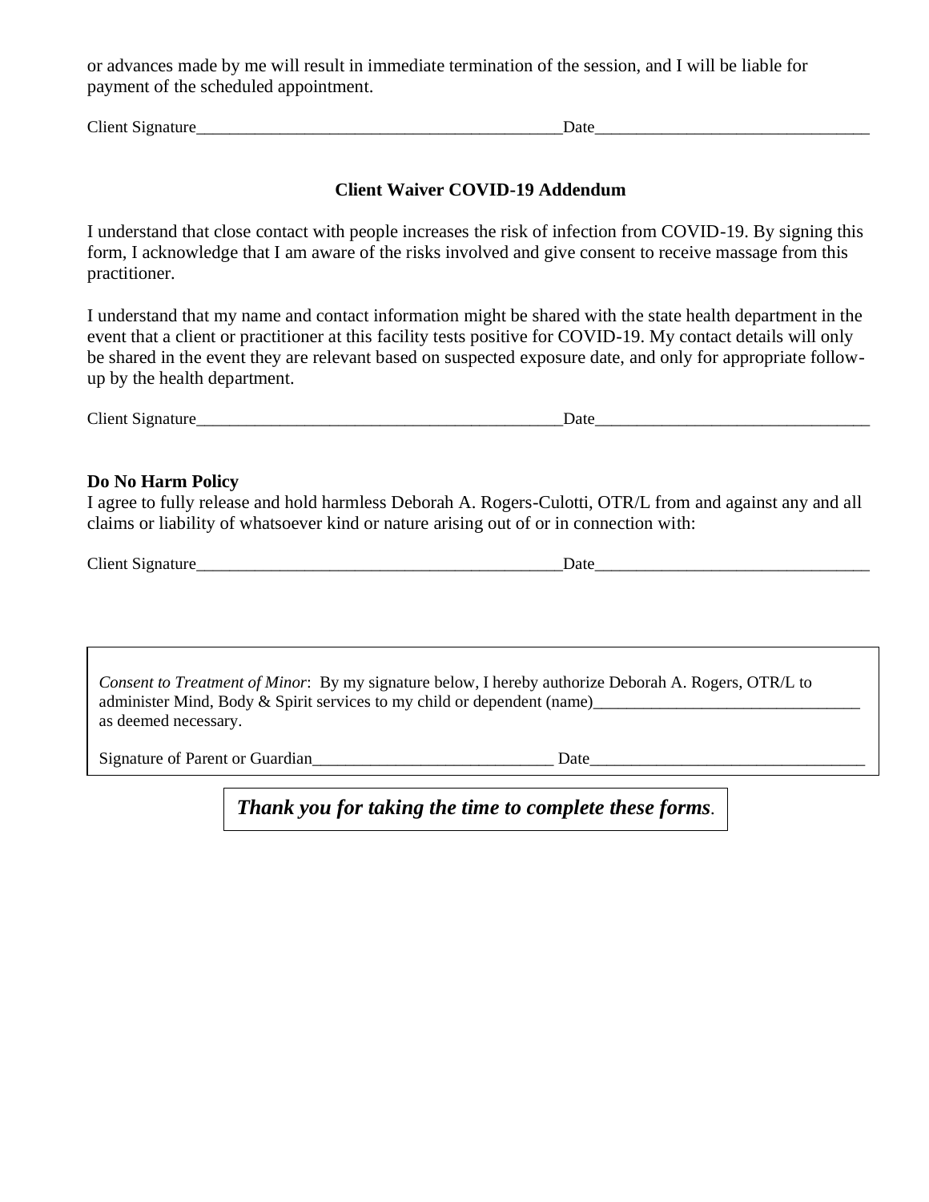or advances made by me will result in immediate termination of the session, and I will be liable for payment of the scheduled appointment.

Client Signature_____________________________________________Date_________________________________

## Client Waiver COVID-19 Addendum

I understand that close contact with people increases the risk of infection from COVID-19. By signing this form, I acknowledge that I am aware of the risks involved and give consent to receive massage from this practitioner.

I understand that my name and contact information might be shared with the state health department in the event that a client or practitioner at this facility tests positive for COVID-19. My contact details will only be shared in the event they are relevant based on suspected exposure date, and only for appropriate follow-up by the health department.

Client Signature_____________________________________________Date_________________________________

**Do No Harm Policy**

I agree to fully release and hold harmless Deborah A. Rogers-Culotti, OTR/L from and against any and all claims or liability of whatsoever kind or nature arising out of or in connection with:

Client Signature_____________________________________________Date_________________________________

*Consent to Treatment of Minor*: By my signature below, I hereby authorize Deborah A. Rogers, OTR/L to administer Mind, Body & Spirit services to my child or dependent (name)________________________________ as deemed necessary.

Signature of Parent or Guardian_____________________________ Date_________________________________

***Thank you for taking the time to complete these forms***.